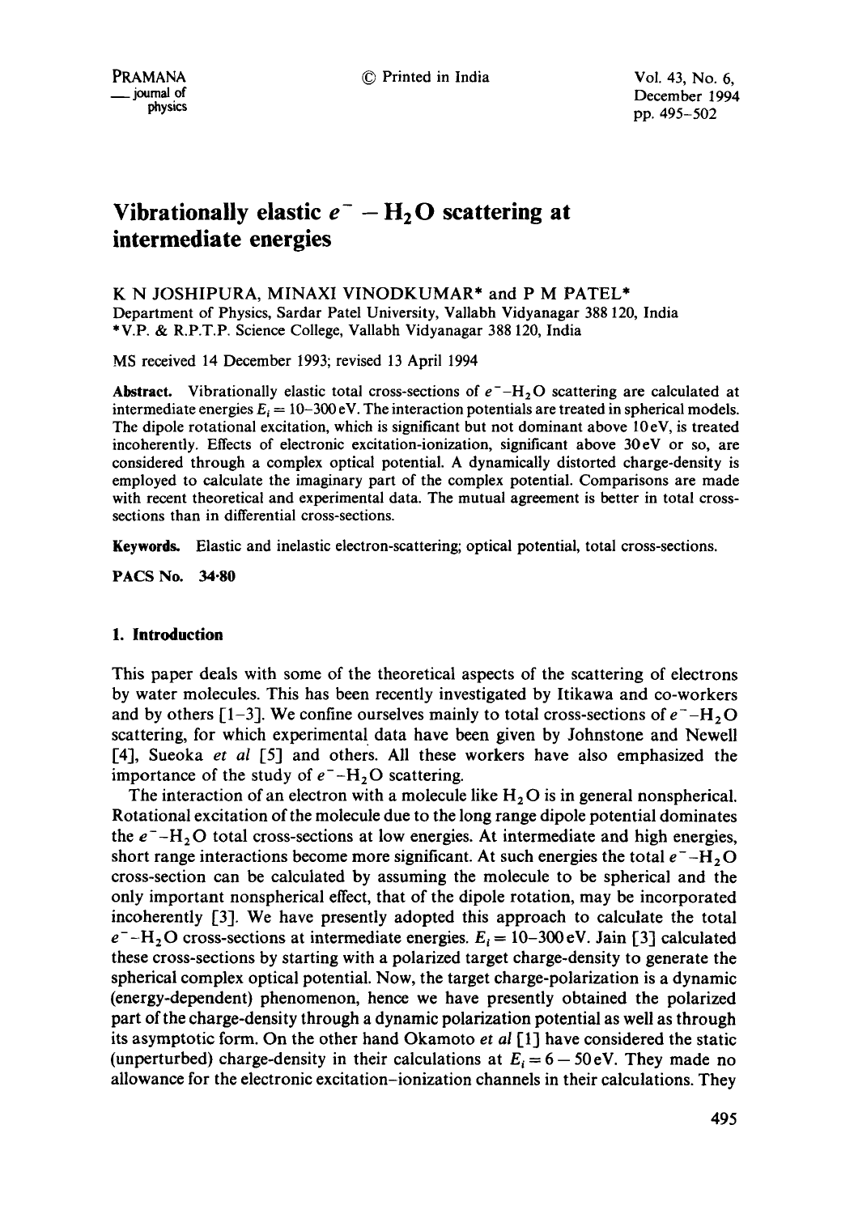# Vibrationally elastic $e^- - H_2O$ scattering at intermediate energies

K N JOSHIPURA, MINAXI VINODKUMAR* and P M PATEL*

Department of Physics, Sardar Patel University, Vallabh Vidyanagar 388 120, India

*V.P. & R.P.T.P. Science College, Vallabh Vidyanagar 388 120, India

MS received 14 December 1993; revised 13 April 1994

**Abstract.** Vibrationally elastic total cross-sections of $e^- - H_2O$ scattering are calculated at intermediate energies $E_i = 10$–$300$ eV. The interaction potentials are treated in spherical models. The dipole rotational excitation, which is significant but not dominant above 10 eV, is treated incoherently. Effects of electronic excitation-ionization, significant above 30 eV or so, are considered through a complex optical potential. A dynamically distorted charge-density is employed to calculate the imaginary part of the complex potential. Comparisons are made with recent theoretical and experimental data. The mutual agreement is better in total cross-sections than in differential cross-sections.

**Keywords.** Elastic and inelastic electron-scattering; optical potential, total cross-sections.

**PACS No.** 34·80

## 1. Introduction

This paper deals with some of the theoretical aspects of the scattering of electrons by water molecules. This has been recently investigated by Itikawa and co-workers and by others [1–3]. We confine ourselves mainly to total cross-sections of $e^- - H_2O$ scattering, for which experimental data have been given by Johnstone and Newell [4], Sueoka *et al* [5] and others. All these workers have also emphasized the importance of the study of $e^- - H_2O$ scattering.

The interaction of an electron with a molecule like $H_2O$ is in general nonspherical. Rotational excitation of the molecule due to the long range dipole potential dominates the $e^- - H_2O$ total cross-sections at low energies. At intermediate and high energies, short range interactions become more significant. At such energies the total $e^- - H_2O$ cross-section can be calculated by assuming the molecule to be spherical and the only important nonspherical effect, that of the dipole rotation, may be incorporated incoherently [3]. We have presently adopted this approach to calculate the total $e^- - H_2O$ cross-sections at intermediate energies. $E_i = 10$–$300$ eV. Jain [3] calculated these cross-sections by starting with a polarized target charge-density to generate the spherical complex optical potential. Now, the target charge-polarization is a dynamic (energy-dependent) phenomenon, hence we have presently obtained the polarized part of the charge-density through a dynamic polarization potential as well as through its asymptotic form. On the other hand Okamoto *et al* [1] have considered the static (unperturbed) charge-density in their calculations at $E_i = 6 - 50$ eV. They made no allowance for the electronic excitation–ionization channels in their calculations. They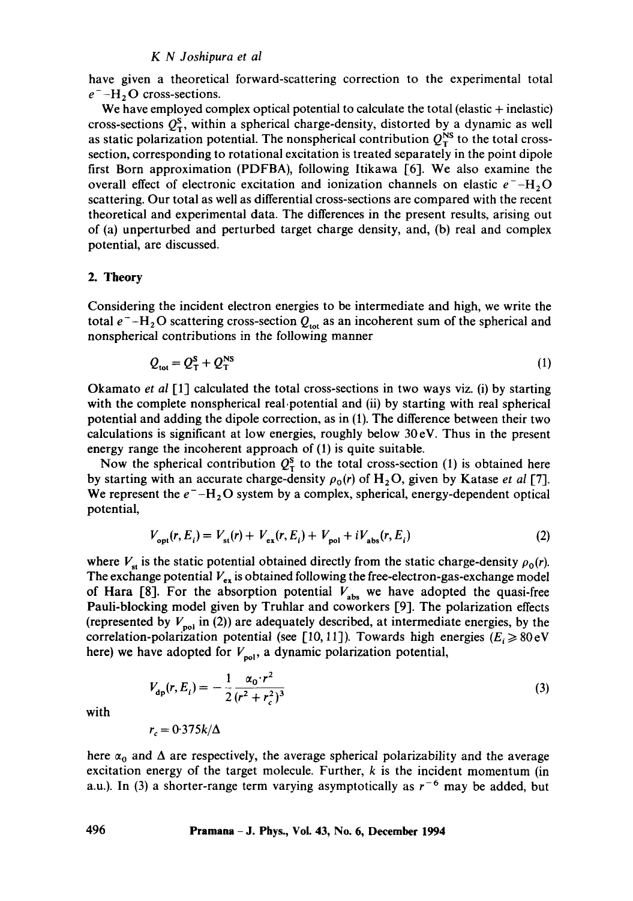have given a theoretical forward-scattering correction to the experimental total $e^- - H_2O$ cross-sections.

We have employed complex optical potential to calculate the total (elastic + inelastic) cross-sections $Q_T^S$, within a spherical charge-density, distorted by a dynamic as well as static polarization potential. The nonspherical contribution $Q_T^{NS}$ to the total cross-section, corresponding to rotational excitation is treated separately in the point dipole first Born approximation (PDFBA), following Itikawa [6]. We also examine the overall effect of electronic excitation and ionization channels on elastic $e^- - H_2O$ scattering. Our total as well as differential cross-sections are compared with the recent theoretical and experimental data. The differences in the present results, arising out of (a) unperturbed and perturbed target charge density, and, (b) real and complex potential, are discussed.

## 2. Theory

Considering the incident electron energies to be intermediate and high, we write the total $e^- - H_2O$ scattering cross-section $Q_{tot}$ as an incoherent sum of the spherical and nonspherical contributions in the following manner

$$Q_{tot} = Q_T^S + Q_T^{NS} \tag{1}$$

Okamato *et al* [1] calculated the total cross-sections in two ways viz. (i) by starting with the complete nonspherical real potential and (ii) by starting with real spherical potential and adding the dipole correction, as in (1). The difference between their two calculations is significant at low energies, roughly below 30 eV. Thus in the present energy range the incoherent approach of (1) is quite suitable.

Now the spherical contribution $Q_T^S$ to the total cross-section (1) is obtained here by starting with an accurate charge-density $\rho_0(r)$ of $H_2O$, given by Katase *et al* [7]. We represent the $e^- - H_2O$ system by a complex, spherical, energy-dependent optical potential,

$$V_{opt}(r, E_i) = V_{st}(r) + V_{ex}(r, E_i) + V_{pol} + iV_{abs}(r, E_i) \tag{2}$$

where $V_{st}$ is the static potential obtained directly from the static charge-density $\rho_0(r)$. The exchange potential $V_{ex}$ is obtained following the free-electron-gas-exchange model of Hara [8]. For the absorption potential $V_{abs}$ we have adopted the quasi-free Pauli-blocking model given by Truhlar and coworkers [9]. The polarization effects (represented by $V_{pol}$ in (2)) are adequately described, at intermediate energies, by the correlation-polarization potential (see [10, 11]). Towards high energies ($E_i \geqslant 80$ eV here) we have adopted for $V_{pol}$, a dynamic polarization potential,

$$V_{dp}(r, E_i) = -\frac{1}{2} \frac{\alpha_0 \cdot r^2}{(r^2 + r_c^2)^3} \tag{3}$$

with

$$r_c = 0{\cdot}375 k/\Delta$$

here $\alpha_0$ and $\Delta$ are respectively, the average spherical polarizability and the average excitation energy of the target molecule. Further, $k$ is the incident momentum (in a.u.). In (3) a shorter-range term varying asymptotically as $r^{-6}$ may be added, but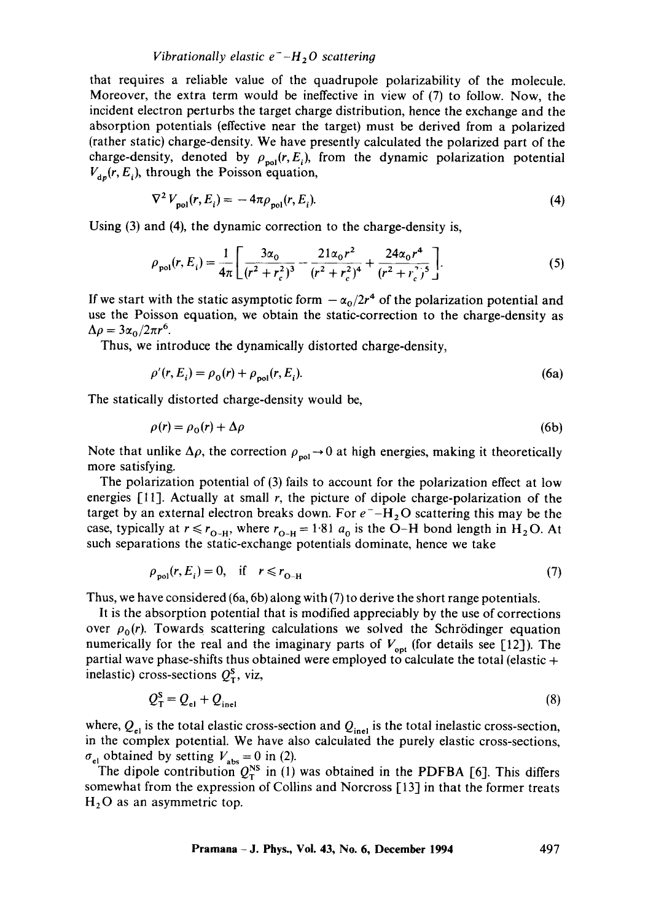that requires a reliable value of the quadrupole polarizability of the molecule. Moreover, the extra term would be ineffective in view of (7) to follow. Now, the incident electron perturbs the target charge distribution, hence the exchange and the absorption potentials (effective near the target) must be derived from a polarized (rather static) charge-density. We have presently calculated the polarized part of the charge-density, denoted by $\rho_{\text{pol}}(r, E_i)$, from the dynamic polarization potential $V_{dp}(r, E_i)$, through the Poisson equation,

$$\nabla^2 V_{\text{pol}}(r, E_i) = -4\pi\rho_{\text{pol}}(r, E_i). \tag{4}$$

Using (3) and (4), the dynamic correction to the charge-density is,

$$\rho_{\text{pol}}(r, E_i) = \frac{1}{4\pi}\left[\frac{3\alpha_0}{(r^2 + r_c^2)^3} - \frac{21\alpha_0 r^2}{(r^2 + r_c^2)^4} + \frac{24\alpha_0 r^4}{(r^2 + r_c^2)^5}\right]. \tag{5}$$

If we start with the static asymptotic form $-\alpha_0/2r^4$ of the polarization potential and use the Poisson equation, we obtain the static-correction to the charge-density as $\Delta\rho = 3\alpha_0/2\pi r^6$.

Thus, we introduce the dynamically distorted charge-density,

$$\rho'(r, E_i) = \rho_0(r) + \rho_{\text{pol}}(r, E_i). \tag{6a}$$

The statically distorted charge-density would be,

$$\rho(r) = \rho_0(r) + \Delta\rho \tag{6b}$$

Note that unlike $\Delta\rho$, the correction $\rho_{\text{pol}} \to 0$ at high energies, making it theoretically more satisfying.

The polarization potential of (3) fails to account for the polarization effect at low energies [11]. Actually at small $r$, the picture of dipole charge-polarization of the target by an external electron breaks down. For $e^-$–$H_2O$ scattering this may be the case, typically at $r \leqslant r_{\text{O-H}}$, where $r_{\text{O-H}} = 1{\cdot}81\ a_0$ is the O–H bond length in $H_2O$. At such separations the static-exchange potentials dominate, hence we take

$$\rho_{\text{pol}}(r, E_i) = 0, \quad \text{if} \quad r \leqslant r_{\text{O-H}} \tag{7}$$

Thus, we have considered (6a, 6b) along with (7) to derive the short range potentials.

It is the absorption potential that is modified appreciably by the use of corrections over $\rho_0(r)$. Towards scattering calculations we solved the Schrödinger equation numerically for the real and the imaginary parts of $V_{\text{opt}}$ (for details see [12]). The partial wave phase-shifts thus obtained were employed to calculate the total (elastic + inelastic) cross-sections $Q_T^S$, viz,

$$Q_T^S = Q_{\text{el}} + Q_{\text{inel}} \tag{8}$$

where, $Q_{\text{el}}$ is the total elastic cross-section and $Q_{\text{inel}}$ is the total inelastic cross-section, in the complex potential. We have also calculated the purely elastic cross-sections, $\sigma_{\text{el}}$ obtained by setting $V_{\text{abs}} = 0$ in (2).

The dipole contribution $Q_T^{NS}$ in (1) was obtained in the PDFBA [6]. This differs somewhat from the expression of Collins and Norcross [13] in that the former treats $H_2O$ as an asymmetric top.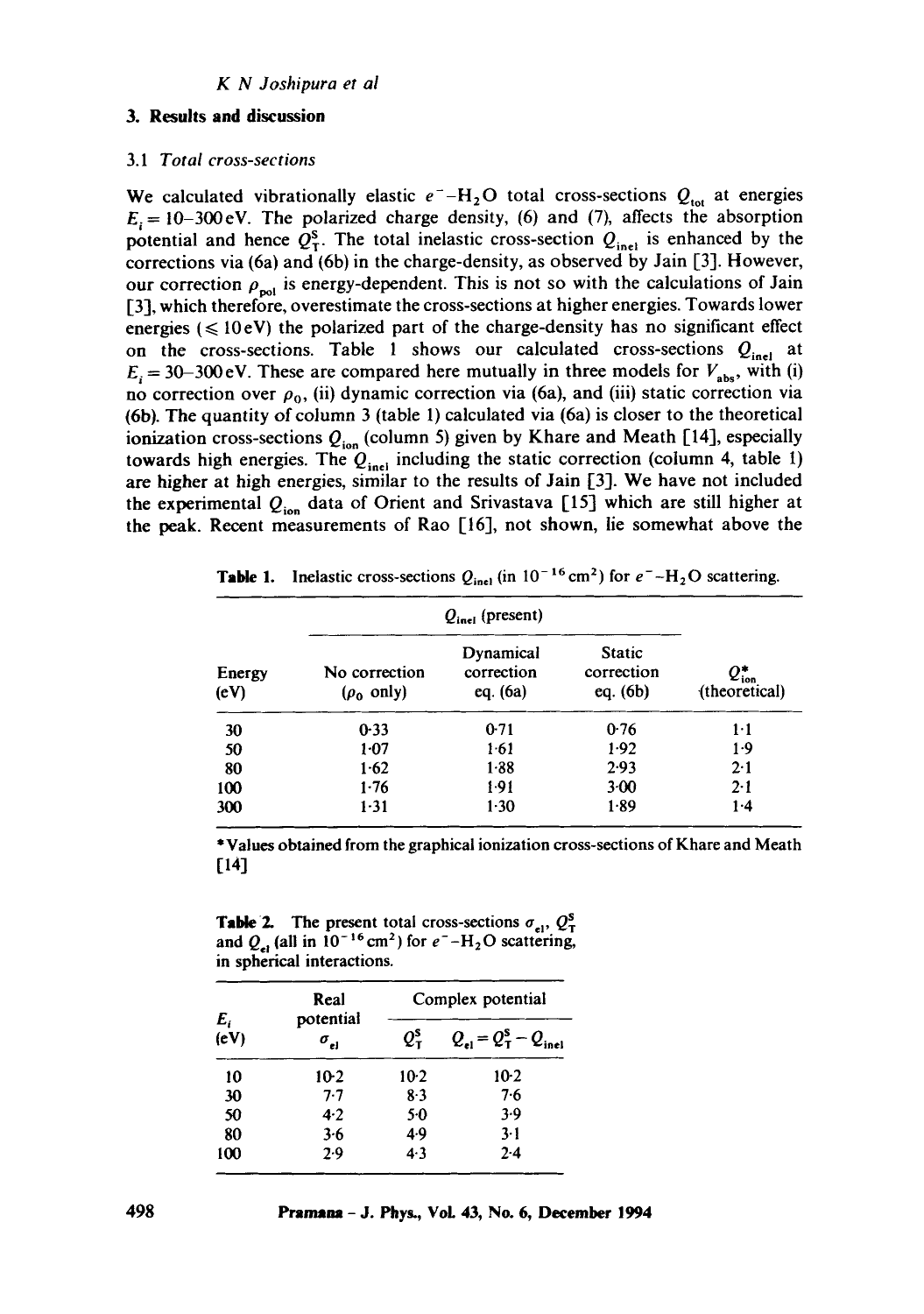## 3. Results and discussion

### 3.1 *Total cross-sections*

We calculated vibrationally elastic $e^- - H_2O$ total cross-sections $Q_{tot}$ at energies $E_i = 10$–$300$ eV. The polarized charge density, (6) and (7), affects the absorption potential and hence $Q_T^S$. The total inelastic cross-section $Q_{inel}$ is enhanced by the corrections via (6a) and (6b) in the charge-density, as observed by Jain [3]. However, our correction $\rho_{pol}$ is energy-dependent. This is not so with the calculations of Jain [3], which therefore, overestimate the cross-sections at higher energies. Towards lower energies ($\leqslant 10$ eV) the polarized part of the charge-density has no significant effect on the cross-sections. Table 1 shows our calculated cross-sections $Q_{inel}$ at $E_i = 30$–$300$ eV. These are compared here mutually in three models for $V_{abs}$, with (i) no correction over $\rho_0$, (ii) dynamic correction via (6a), and (iii) static correction via (6b). The quantity of column 3 (table 1) calculated via (6a) is closer to the theoretical ionization cross-sections $Q_{ion}$ (column 5) given by Khare and Meath [14], especially towards high energies. The $Q_{inel}$ including the static correction (column 4, table 1) are higher at high energies, similar to the results of Jain [3]. We have not included the experimental $Q_{ion}$ data of Orient and Srivastava [15] which are still higher at the peak. Recent measurements of Rao [16], not shown, lie somewhat above the

**Table 1.** Inelastic cross-sections $Q_{inel}$ (in $10^{-16}\,\text{cm}^2$) for $e^- - H_2O$ scattering.

| | $Q_{inel}$ (present) | | | |
|---|---|---|---|---|
| Energy (eV) | No correction ($\rho_0$ only) | Dynamical correction eq. (6a) | Static correction eq. (6b) | $Q^*_{ion}$ (theoretical) |
| 30 | 0·33 | 0·71 | 0·76 | 1·1 |
| 50 | 1·07 | 1·61 | 1·92 | 1·9 |
| 80 | 1·62 | 1·88 | 2·93 | 2·1 |
| 100 | 1·76 | 1·91 | 3·00 | 2·1 |
| 300 | 1·31 | 1·30 | 1·89 | 1·4 |

*Values obtained from the graphical ionization cross-sections of Khare and Meath [14]

**Table 2.** The present total cross-sections $\sigma_{el}$, $Q_T^S$ and $Q_{el}$ (all in $10^{-16}\,\text{cm}^2$) for $e^- - H_2O$ scattering, in spherical interactions.

| $E_i$ (eV) | Real potential $\sigma_{el}$ | Complex potential $Q_T^S$ | $Q_{el} = Q_T^S - Q_{inel}$ |
|---|---|---|---|
| 10 | 10·2 | 10·2 | 10·2 |
| 30 | 7·7 | 8·3 | 7·6 |
| 50 | 4·2 | 5·0 | 3·9 |
| 80 | 3·6 | 4·9 | 3·1 |
| 100 | 2·9 | 4·3 | 2·4 |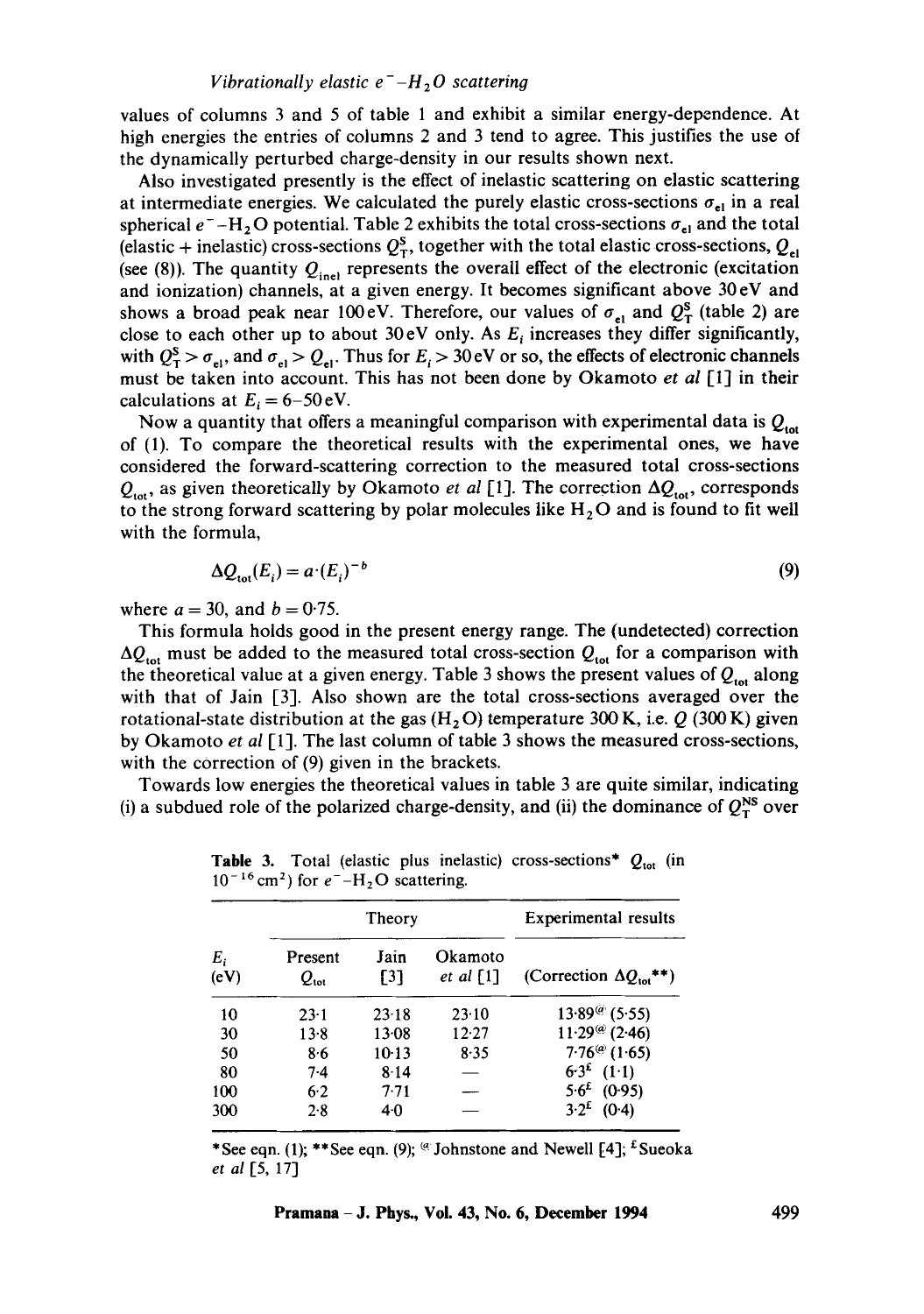values of columns 3 and 5 of table 1 and exhibit a similar energy-dependence. At high energies the entries of columns 2 and 3 tend to agree. This justifies the use of the dynamically perturbed charge-density in our results shown next.

Also investigated presently is the effect of inelastic scattering on elastic scattering at intermediate energies. We calculated the purely elastic cross-sections $\sigma_{el}$ in a real spherical $e^-$–$H_2O$ potential. Table 2 exhibits the total cross-sections $\sigma_{el}$ and the total (elastic + inelastic) cross-sections $Q_T^S$, together with the total elastic cross-sections, $Q_{el}$ (see (8)). The quantity $Q_{inel}$ represents the overall effect of the electronic (excitation and ionization) channels, at a given energy. It becomes significant above 30 eV and shows a broad peak near 100 eV. Therefore, our values of $\sigma_{el}$ and $Q_T^S$ (table 2) are close to each other up to about 30 eV only. As $E_i$ increases they differ significantly, with $Q_T^S > \sigma_{el}$, and $\sigma_{el} > Q_{el}$. Thus for $E_i > 30$ eV or so, the effects of electronic channels must be taken into account. This has not been done by Okamoto *et al* [1] in their calculations at $E_i = 6$–$50$ eV.

Now a quantity that offers a meaningful comparison with experimental data is $Q_{tot}$ of (1). To compare the theoretical results with the experimental ones, we have considered the forward-scattering correction to the measured total cross-sections $Q_{tot}$, as given theoretically by Okamoto *et al* [1]. The correction $\Delta Q_{tot}$, corresponds to the strong forward scattering by polar molecules like $H_2O$ and is found to fit well with the formula,

$$\Delta Q_{tot}(E_i) = a \cdot (E_i)^{-b} \tag{9}$$

where $a = 30$, and $b = 0.75$.

This formula holds good in the present energy range. The (undetected) correction $\Delta Q_{tot}$ must be added to the measured total cross-section $Q_{tot}$ for a comparison with the theoretical value at a given energy. Table 3 shows the present values of $Q_{tot}$ along with that of Jain [3]. Also shown are the total cross-sections averaged over the rotational-state distribution at the gas ($H_2O$) temperature 300 K, i.e. $Q$ (300 K) given by Okamoto *et al* [1]. The last column of table 3 shows the measured cross-sections, with the correction of (9) given in the brackets.

Towards low energies the theoretical values in table 3 are quite similar, indicating (i) a subdued role of the polarized charge-density, and (ii) the dominance of $Q_T^{NS}$ over

**Table 3.** Total (elastic plus inelastic) cross-sections* $Q_{tot}$ (in $10^{-16}$ cm$^2$) for $e^-$–$H_2O$ scattering.

| | Theory | | | Experimental results |
|---|---|---|---|---|
| $E_i$ (eV) | Present $Q_{tot}$ | Jain [3] | Okamoto *et al* [1] | (Correction $\Delta Q_{tot}$**) |
| 10 | 23.1 | 23.18 | 23.10 | 13.89[@] (5.55) |
| 30 | 13.8 | 13.08 | 12.27 | 11.29[@] (2.46) |
| 50 | 8.6 | 10.13 | 8.35 | 7.76[@] (1.65) |
| 80 | 7.4 | 8.14 | — | 6.3[£] (1.1) |
| 100 | 6.2 | 7.71 | — | 5.6[£] (0.95) |
| 300 | 2.8 | 4.0 | — | 3.2[£] (0.4) |

*See eqn. (1); **See eqn. (9); [@] Johnstone and Newell [4]; [£] Sueoka *et al* [5, 17]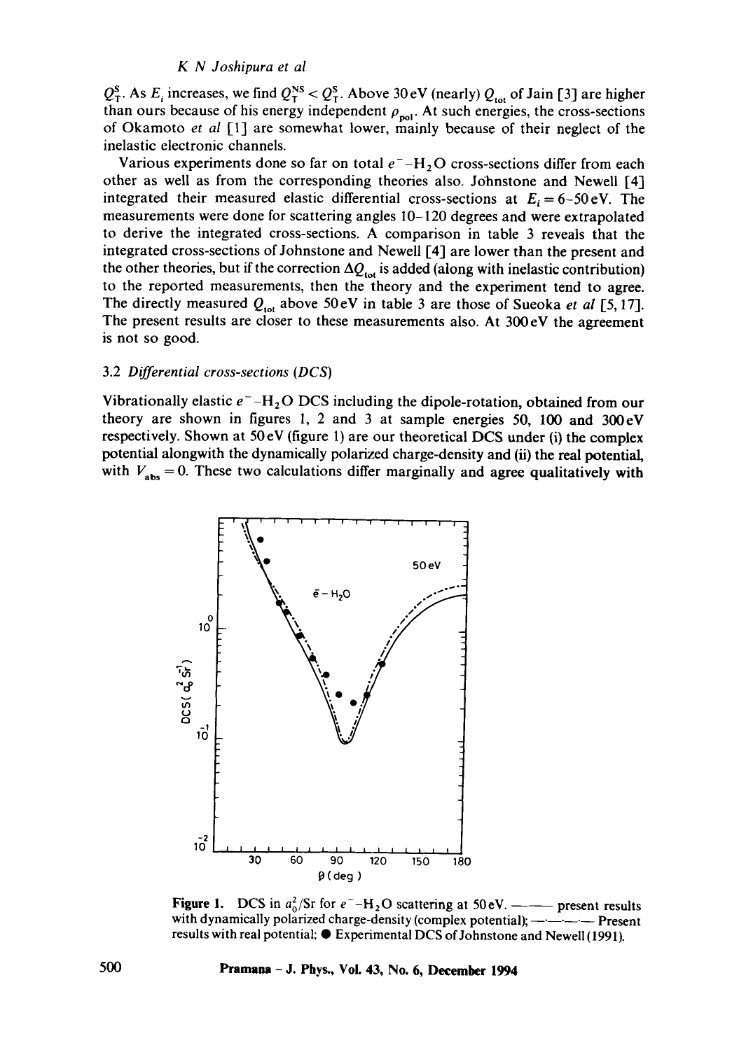$Q_T^S$. As $E_i$ increases, we find $Q_T^{NS} < Q_T^S$. Above 30 eV (nearly) $Q_{tot}$ of Jain [3] are higher than ours because of his energy independent $\rho_{pol}$. At such energies, the cross-sections of Okamoto *et al* [1] are somewhat lower, mainly because of their neglect of the inelastic electronic channels.

Various experiments done so far on total $e^- - H_2O$ cross-sections differ from each other as well as from the corresponding theories also. Johnstone and Newell [4] integrated their measured elastic differential cross-sections at $E_i = 6$–50 eV. The measurements were done for scattering angles 10–120 degrees and were extrapolated to derive the integrated cross-sections. A comparison in table 3 reveals that the integrated cross-sections of Johnstone and Newell [4] are lower than the present and the other theories, but if the correction $\Delta Q_{tot}$ is added (along with inelastic contribution) to the reported measurements, then the theory and the experiment tend to agree. The directly measured $Q_{tot}$ above 50 eV in table 3 are those of Sueoka *et al* [5, 17]. The present results are closer to these measurements also. At 300 eV the agreement is not so good.

### 3.2 *Differential cross-sections (DCS)*

Vibrationally elastic $e^- - H_2O$ DCS including the dipole-rotation, obtained from our theory are shown in figures 1, 2 and 3 at sample energies 50, 100 and 300 eV respectively. Shown at 50 eV (figure 1) are our theoretical DCS under (i) the complex potential alongwith the dynamically polarized charge-density and (ii) the real potential, with $V_{abs} = 0$. These two calculations differ marginally and agree qualitatively with

**Figure 1.** DCS in $a_0^2$/Sr for $e^- - H_2O$ scattering at 50 eV. ——— present results with dynamically polarized charge-density (complex potential); —·—·—·— Present results with real potential; ● Experimental DCS of Johnstone and Newell (1991).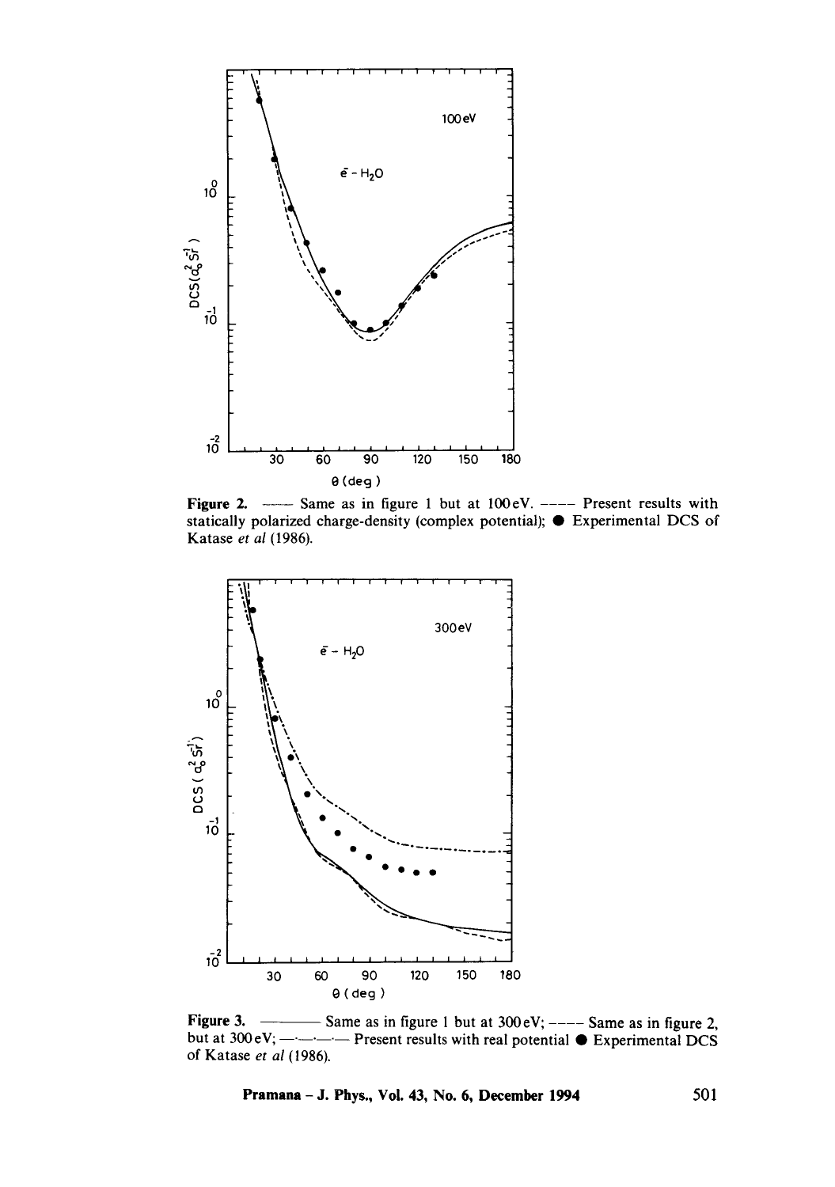**Figure 2.** ——— Same as in figure 1 but at 100 eV. ---- Present results with statically polarized charge-density (complex potential); ● Experimental DCS of Katase *et al* (1986).

**Figure 3.** ——— Same as in figure 1 but at 300 eV; ---- Same as in figure 2, but at 300 eV; —·—·— Present results with real potential ● Experimental DCS of Katase *et al* (1986).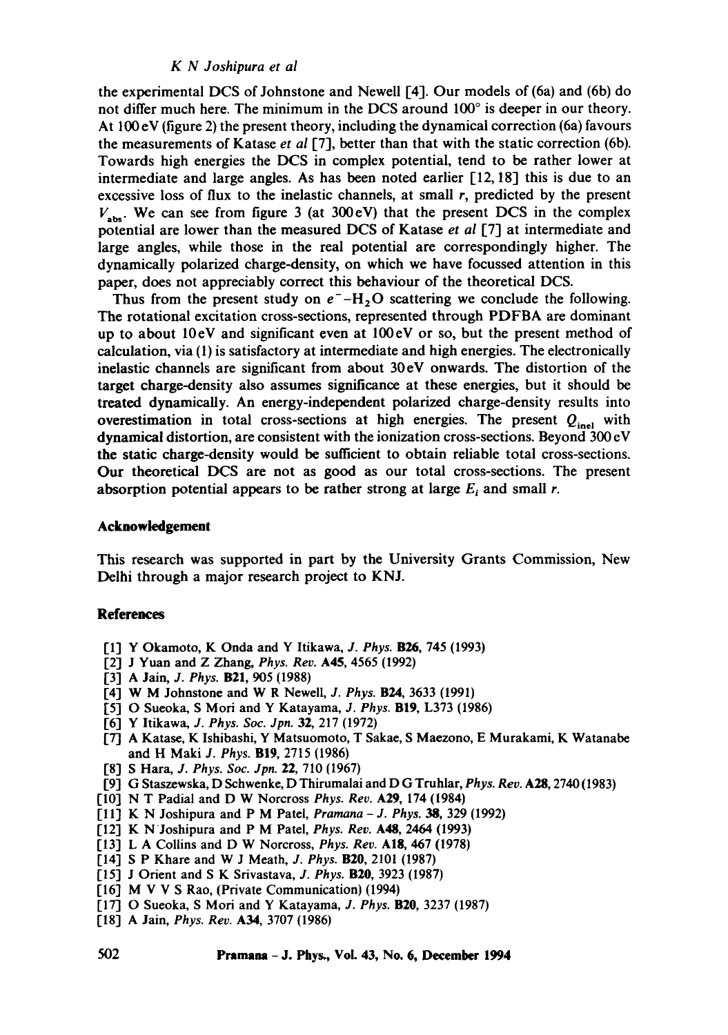the experimental DCS of Johnstone and Newell [4]. Our models of (6a) and (6b) do not differ much here. The minimum in the DCS around 100° is deeper in our theory. At 100 eV (figure 2) the present theory, including the dynamical correction (6a) favours the measurements of Katase *et al* [7], better than that with the static correction (6b). Towards high energies the DCS in complex potential, tend to be rather lower at intermediate and large angles. As has been noted earlier [12, 18] this is due to an excessive loss of flux to the inelastic channels, at small $r$, predicted by the present $V_{abs}$. We can see from figure 3 (at 300 eV) that the present DCS in the complex potential are lower than the measured DCS of Katase *et al* [7] at intermediate and large angles, while those in the real potential are correspondingly higher. The dynamically polarized charge-density, on which we have focussed attention in this paper, does not appreciably correct this behaviour of the theoretical DCS.

Thus from the present study on $e^{-}$–$H_2O$ scattering we conclude the following. The rotational excitation cross-sections, represented through PDFBA are dominant up to about 10 eV and significant even at 100 eV or so, but the present method of calculation, via (1) is satisfactory at intermediate and high energies. The electronically inelastic channels are significant from about 30 eV onwards. The distortion of the target charge-density also assumes significance at these energies, but it should be treated dynamically. An energy-independent polarized charge-density results into overestimation in total cross-sections at high energies. The present $Q_{inel}$ with dynamical distortion, are consistent with the ionization cross-sections. Beyond 300 eV the static charge-density would be sufficient to obtain reliable total cross-sections. Our theoretical DCS are not as good as our total cross-sections. The present absorption potential appears to be rather strong at large $E_i$ and small $r$.

## Acknowledgement

This research was supported in part by the University Grants Commission, New Delhi through a major research project to KNJ.

## References

[1] Y Okamoto, K Onda and Y Itikawa, *J. Phys.* **B26**, 745 (1993)
[2] J Yuan and Z Zhang, *Phys. Rev.* **A45**, 4565 (1992)
[3] A Jain, *J. Phys.* **B21**, 905 (1988)
[4] W M Johnstone and W R Newell, *J. Phys.* **B24**, 3633 (1991)
[5] O Sueoka, S Mori and Y Katayama, *J. Phys.* **B19**, L373 (1986)
[6] Y Itikawa, *J. Phys. Soc. Jpn.* **32**, 217 (1972)
[7] A Katase, K Ishibashi, Y Matsuomoto, T Sakae, S Maezono, E Murakami, K Watanabe and H Maki *J. Phys.* **B19**, 2715 (1986)
[8] S Hara, *J. Phys. Soc. Jpn.* **22**, 710 (1967)
[9] G Staszewska, D Schwenke, D Thirumalai and D G Truhlar, *Phys. Rev.* **A28**, 2740 (1983)
[10] N T Padial and D W Norcross *Phys. Rev.* **A29**, 174 (1984)
[11] K N Joshipura and P M Patel, *Pramana – J. Phys.* **38**, 329 (1992)
[12] K N Joshipura and P M Patel, *Phys. Rev.* **A48**, 2464 (1993)
[13] L A Collins and D W Norcross, *Phys. Rev.* **A18**, 467 (1978)
[14] S P Khare and W J Meath, *J. Phys.* **B20**, 2101 (1987)
[15] J Orient and S K Srivastava, *J. Phys.* **B20**, 3923 (1987)
[16] M V V S Rao, (Private Communication) (1994)
[17] O Sueoka, S Mori and Y Katayama, *J. Phys.* **B20**, 3237 (1987)
[18] A Jain, *Phys. Rev.* **A34**, 3707 (1986)